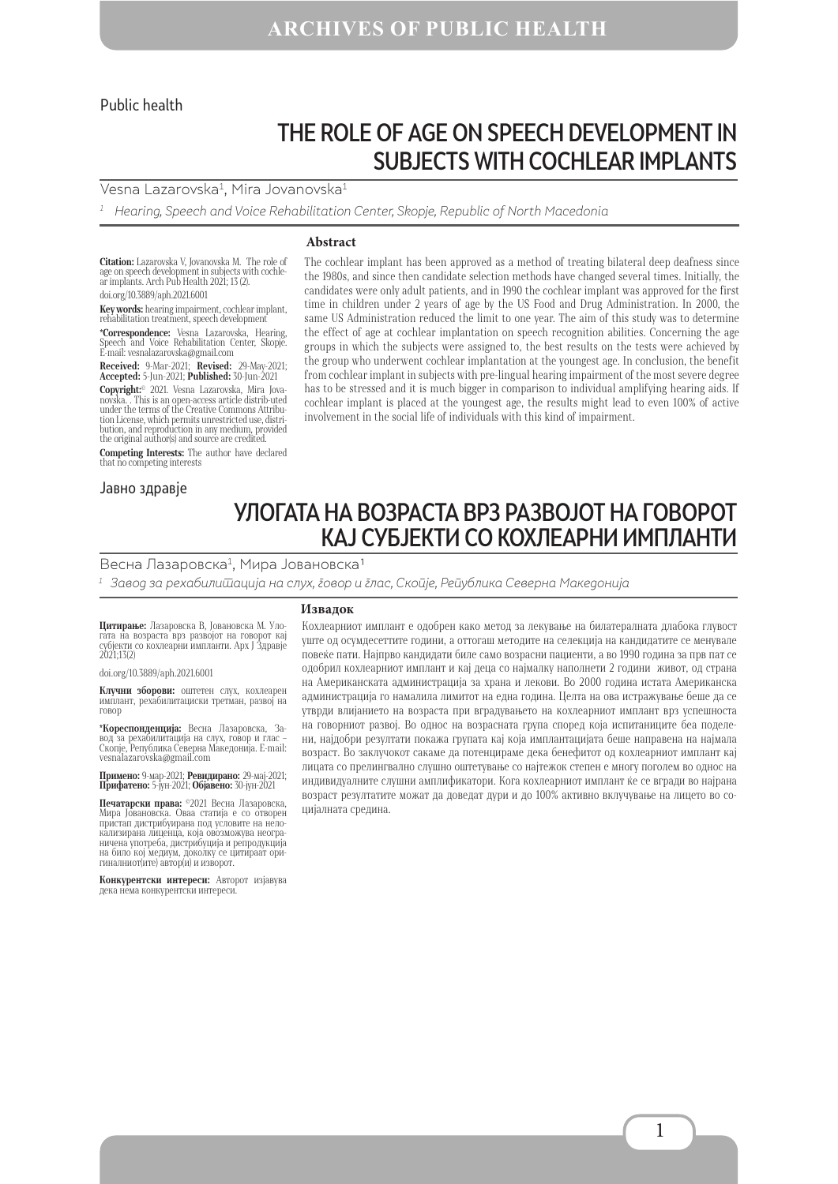Public health

# THE ROLE OF AGE ON SPEECH DEVELOPMENT IN SUBJECTS WITH COCHLEAR IMPLANTS

Vesna Lazarovska[1], Mira Jovanovska[1]

[1] *Hearing, Speech and Voice Rehabilitation Center, Skopje, Republic of North Macedonia*

**Citation:** Lazarovska V, Jovanovska M. The role of age on speech development in subjects with cochlear implants. Arch Pub Health 2021; 13 (2). doi.org/10.3889/aph.2021.6001

**Key words:** hearing impairment, cochlear implant, rehabilitation treatment, speech development

***Correspondence:** Vesna Lazarovska, Hearing, Speech and Voice Rehabilitation Center, Skopje. E-mail: vesnalazarovska@gmail.com

**Received:** 9-Mar-2021; **Revised:** 29-May-2021; **Accepted:** 5-Jun-2021; **Published:** 30-Jun-2021

**Copyright:**© 2021. Vesna Lazarovska, Mira Jovanovska. . This is an open-access article distributed under the terms of the Creative Commons Attribution License, which permits unrestricted use, distribution, and reproduction in any medium, provided the original author(s) and source are credited.

**Competing Interests:** The author have declared that no competing interests

## Abstract

The cochlear implant has been approved as a method of treating bilateral deep deafness since the 1980s, and since then candidate selection methods have changed several times. Initially, the candidates were only adult patients, and in 1990 the cochlear implant was approved for the first time in children under 2 years of age by the US Food and Drug Administration. In 2000, the same US Administration reduced the limit to one year. The aim of this study was to determine the effect of age at cochlear implantation on speech recognition abilities. Concerning the age groups in which the subjects were assigned to, the best results on the tests were achieved by the group who underwent cochlear implantation at the youngest age. In conclusion, the benefit from cochlear implant in subjects with pre-lingual hearing impairment of the most severe degree has to be stressed and it is much bigger in comparison to individual amplifying hearing aids. If cochlear implant is placed at the youngest age, the results might lead to even 100% of active involvement in the social life of individuals with this kind of impairment.

Јавно здравје

# УЛОГАТА НА ВОЗРАСТА ВРЗ РАЗВОЈОТ НА ГОВОРОТ КАЈ СУБЈЕКТИ СО КОХЛЕАРНИ ИМПЛАНТИ

Весна Лазаровска[1], Мира Јовановска[1]

[1] *Завод за рехабилитација на слух, говор и глас, Скопје, Република Северна Македонија*

**Цитирање:** Лазаровска В, Јовановска М. Улогата на возраста врз развојот на говорот кај субјекти со кохлеарни импланти. Арх Ј Здравје 2021;13(2)

doi.org/10.3889/aph.2021.6001

**Клучни зборови:** оштетен слух, кохлеарен имплант, рехабилитациски третман, развој на говор

***Кореспонденција:** Весна Лазаровска, Завод за рехабилитација на слух, говор и глас – Скопје, Република Северна Македонија. E-mail: vesnalazarovska@gmail.com

**Примено:** 9-мар-2021; **Ревидирано:** 29-мај-2021; **Прифатено:** 5-јун-2021; **Објавено:** 30-јун-2021

**Печатарски права:** ©2021 Весна Лазаровска, Мира Јовановска. Оваа статија е со отворен пристап дистрибуирана под условите на нелокализирана лиценца, која овозможува неограничена употреба, дистрибуција и репродукција на било кој медиум, доколку се цитираат оригиналниот(ите) автор(и) и изворот.

**Конкурентски интереси:** Авторот изјавува дека нема конкурентски интереси.

## Извадок

Кохлеарниот имплант е одобрен како метод за лекување на билатералната длабока глувост уште од осумдесеттите години, а оттогаш методите на селекција на кандидатите се менувале повеќе пати. Најпрво кандидати биле само возрасни пациенти, а во 1990 година за прв пат се одобрил кохлеарниот имплант и кај деца со најмалку наполнети 2 години живот, од страна на Американската администрација за храна и лекови. Во 2000 година истата Американска администрација го намалила лимитот на една година. Целта на ова истражување беше да се утврди влијанието на возраста при вградувањето на кохлеарниот имплант врз успешноста на говорниот развој. Во однос на возрасната група според која испитаниците беа поделени, најдобри резултати покажа групата кај која имплантацијата беше направена на најмала возраст. Во заклучокот сакаме да потенцираме дека бенефитот од кохлеарниот имплант кај лицата со прелингвално слушно оштетување со најтежок степен е многу поголем во однос на индивидуалните слушни амплификатори. Кога кохлеарниот имплант ќе се вгради во најрана возраст резултатите можат да доведат дури и до 100% активно вклучување на лицето во социјалната средина.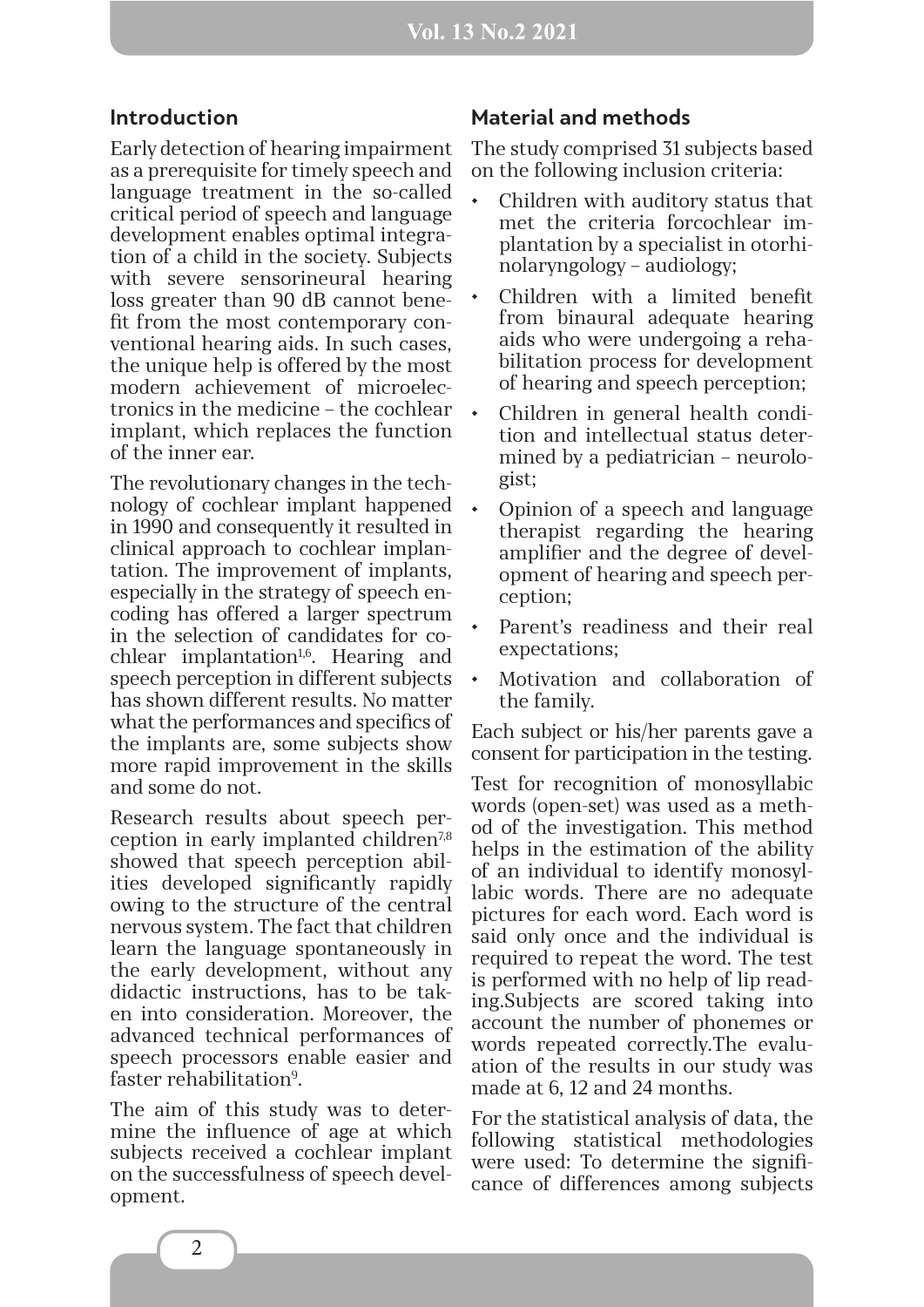## Introduction

Early detection of hearing impairment as a prerequisite for timely speech and language treatment in the so-called critical period of speech and language development enables optimal integration of a child in the society. Subjects with severe sensorineural hearing loss greater than 90 dB cannot benefit from the most contemporary conventional hearing aids. In such cases, the unique help is offered by the most modern achievement of microelectronics in the medicine – the cochlear implant, which replaces the function of the inner ear.

The revolutionary changes in the technology of cochlear implant happened in 1990 and consequently it resulted in clinical approach to cochlear implantation. The improvement of implants, especially in the strategy of speech encoding has offered a larger spectrum in the selection of candidates for cochlear implantation[1,6]. Hearing and speech perception in different subjects has shown different results. No matter what the performances and specifics of the implants are, some subjects show more rapid improvement in the skills and some do not.

Research results about speech perception in early implanted children[7,8] showed that speech perception abilities developed significantly rapidly owing to the structure of the central nervous system. The fact that children learn the language spontaneously in the early development, without any didactic instructions, has to be taken into consideration. Moreover, the advanced technical performances of speech processors enable easier and faster rehabilitation[9].

The aim of this study was to determine the influence of age at which subjects received a cochlear implant on the successfulness of speech development.

## Material and methods

The study comprised 31 subjects based on the following inclusion criteria:

- Children with auditory status that met the criteria forcochlear implantation by a specialist in otorhinolaryngology – audiology;
- Children with a limited benefit from binaural adequate hearing aids who were undergoing a rehabilitation process for development of hearing and speech perception;
- Children in general health condition and intellectual status determined by a pediatrician – neurologist;
- Opinion of a speech and language therapist regarding the hearing amplifier and the degree of development of hearing and speech perception;
- Parent's readiness and their real expectations;
- Motivation and collaboration of the family.

Each subject or his/her parents gave a consent for participation in the testing.

Test for recognition of monosyllabic words (open-set) was used as a method of the investigation. This method helps in the estimation of the ability of an individual to identify monosyllabic words. There are no adequate pictures for each word. Each word is said only once and the individual is required to repeat the word. The test is performed with no help of lip reading.Subjects are scored taking into account the number of phonemes or words repeated correctly.The evaluation of the results in our study was made at 6, 12 and 24 months.

For the statistical analysis of data, the following statistical methodologies were used: To determine the significance of differences among subjects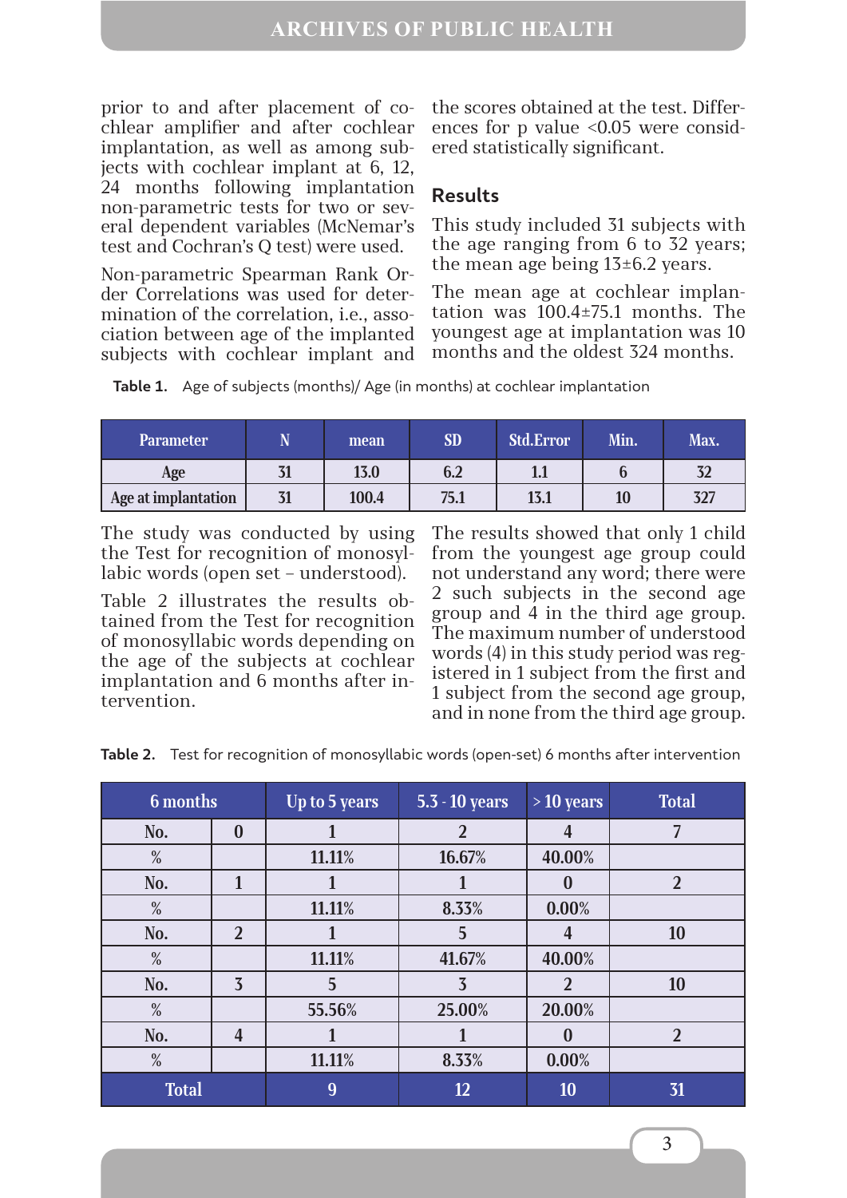prior to and after placement of cochlear amplifier and after cochlear implantation, as well as among subjects with cochlear implant at 6, 12, 24 months following implantation non-parametric tests for two or several dependent variables (McNemar's test and Cochran's Q test) were used.

Non-parametric Spearman Rank Order Correlations was used for determination of the correlation, i.e., association between age of the implanted subjects with cochlear implant and the scores obtained at the test. Differences for p value <0.05 were considered statistically significant.

## Results

This study included 31 subjects with the age ranging from 6 to 32 years; the mean age being 13±6.2 years.

The mean age at cochlear implantation was 100.4±75.1 months. The youngest age at implantation was 10 months and the oldest 324 months.

**Table 1.** Age of subjects (months)/ Age (in months) at cochlear implantation

| Parameter | N | mean | SD | Std.Error | Min. | Max. |
|---|---|---|---|---|---|---|
| Age | 31 | 13.0 | 6.2 | 1.1 | 6 | 32 |
| Age at implantation | 31 | 100.4 | 75.1 | 13.1 | 10 | 327 |

The study was conducted by using the Test for recognition of monosyllabic words (open set – understood).

Table 2 illustrates the results obtained from the Test for recognition of monosyllabic words depending on the age of the subjects at cochlear implantation and 6 months after intervention.

The results showed that only 1 child from the youngest age group could not understand any word; there were 2 such subjects in the second age group and 4 in the third age group. The maximum number of understood words (4) in this study period was registered in 1 subject from the first and 1 subject from the second age group, and in none from the third age group.

**Table 2.** Test for recognition of monosyllabic words (open-set) 6 months after intervention

| 6 months | | Up to 5 years | 5.3 - 10 years | > 10 years | Total |
|---|---|---|---|---|---|
| No. | 0 | 1 | 2 | 4 | 7 |
| % | | 11.11% | 16.67% | 40.00% | |
| No. | 1 | 1 | 1 | 0 | 2 |
| % | | 11.11% | 8.33% | 0.00% | |
| No. | 2 | 1 | 5 | 4 | 10 |
| % | | 11.11% | 41.67% | 40.00% | |
| No. | 3 | 5 | 3 | 2 | 10 |
| % | | 55.56% | 25.00% | 20.00% | |
| No. | 4 | 1 | 1 | 0 | 2 |
| % | | 11.11% | 8.33% | 0.00% | |
| Total | | 9 | 12 | 10 | 31 |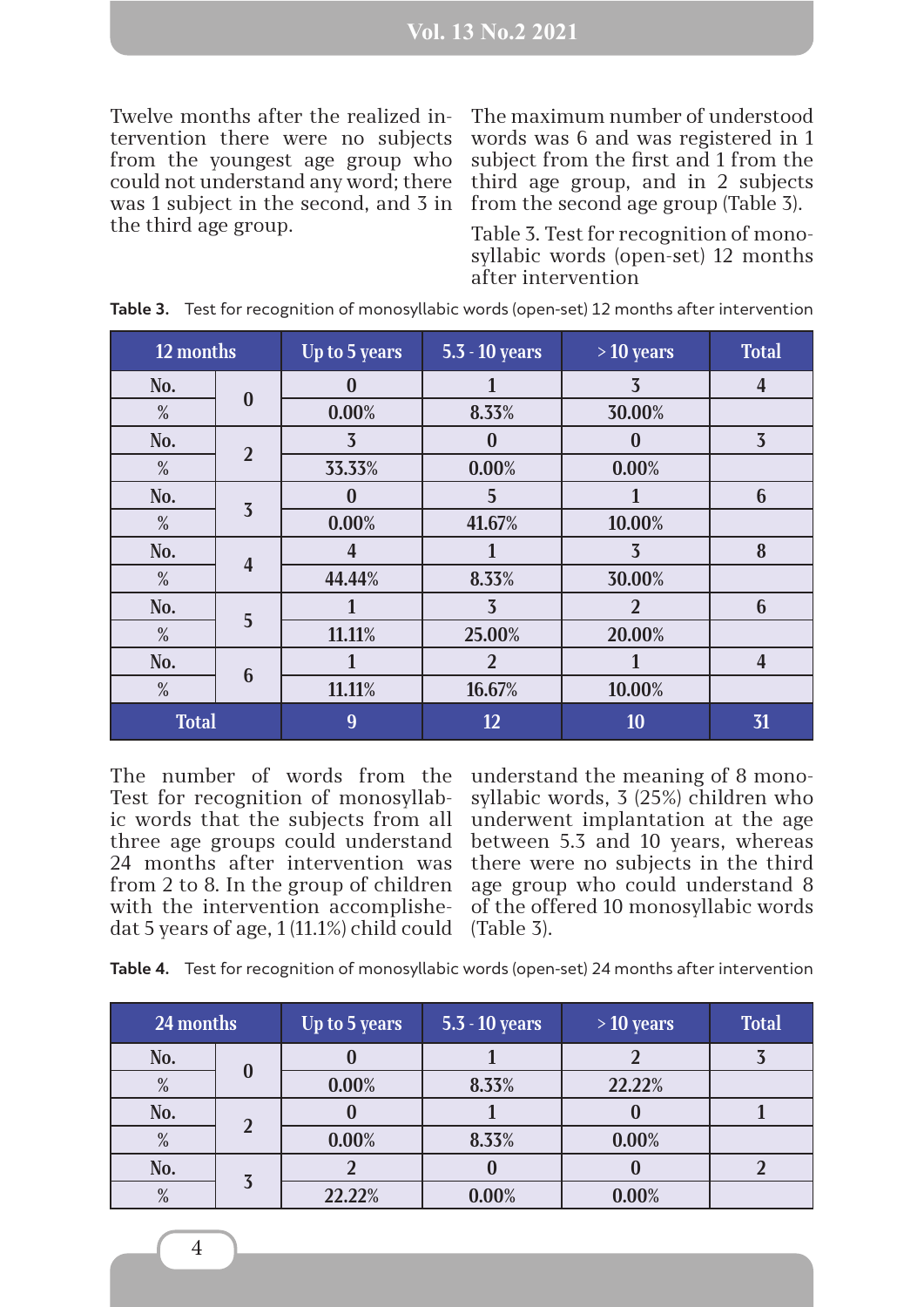Twelve months after the realized intervention there were no subjects from the youngest age group who could not understand any word; there was 1 subject in the second, and 3 in the third age group.

The maximum number of understood words was 6 and was registered in 1 subject from the first and 1 from the third age group, and in 2 subjects from the second age group (Table 3).

Table 3. Test for recognition of monosyllabic words (open-set) 12 months after intervention

**Table 3.** Test for recognition of monosyllabic words (open-set) 12 months after intervention

| 12 months | | Up to 5 years | 5.3 - 10 years | > 10 years | Total |
|---|---|---|---|---|---|
| No. | 0 | 0 | 1 | 3 | 4 |
| % | | 0.00% | 8.33% | 30.00% | |
| No. | 2 | 3 | 0 | 0 | 3 |
| % | | 33.33% | 0.00% | 0.00% | |
| No. | 3 | 0 | 5 | 1 | 6 |
| % | | 0.00% | 41.67% | 10.00% | |
| No. | 4 | 4 | 1 | 3 | 8 |
| % | | 44.44% | 8.33% | 30.00% | |
| No. | 5 | 1 | 3 | 2 | 6 |
| % | | 11.11% | 25.00% | 20.00% | |
| No. | 6 | 1 | 2 | 1 | 4 |
| % | | 11.11% | 16.67% | 10.00% | |
| Total | | 9 | 12 | 10 | 31 |

The number of words from the Test for recognition of monosyllabic words that the subjects from all three age groups could understand 24 months after intervention was from 2 to 8. In the group of children with the intervention accomplishedat 5 years of age, 1 (11.1%) child could understand the meaning of 8 monosyllabic words, 3 (25%) children who underwent implantation at the age between 5.3 and 10 years, whereas there were no subjects in the third age group who could understand 8 of the offered 10 monosyllabic words (Table 3).

**Table 4.** Test for recognition of monosyllabic words (open-set) 24 months after intervention

| 24 months | | Up to 5 years | 5.3 - 10 years | > 10 years | Total |
|---|---|---|---|---|---|
| No. | 0 | 0 | 1 | 2 | 3 |
| % | | 0.00% | 8.33% | 22.22% | |
| No. | 2 | 0 | 1 | 0 | 1 |
| % | | 0.00% | 8.33% | 0.00% | |
| No. | 3 | 2 | 0 | 0 | 2 |
| % | | 22.22% | 0.00% | 0.00% | |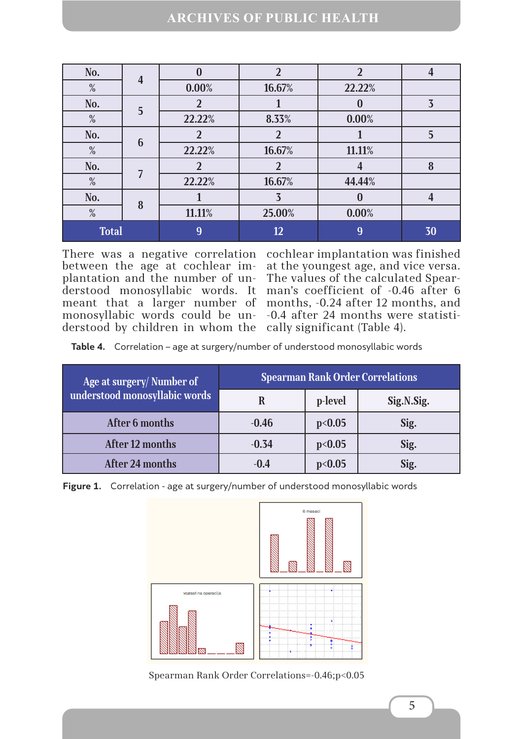| No. | 4 | 0 | 2 | 2 | 4 |
|---|---|---|---|---|---|
| % | | 0.00% | 16.67% | 22.22% | |
| No. | 5 | 2 | 1 | 0 | 3 |
| % | | 22.22% | 8.33% | 0.00% | |
| No. | 6 | 2 | 2 | 1 | 5 |
| % | | 22.22% | 16.67% | 11.11% | |
| No. | 7 | 2 | 2 | 4 | 8 |
| % | | 22.22% | 16.67% | 44.44% | |
| No. | 8 | 1 | 3 | 0 | 4 |
| % | | 11.11% | 25.00% | 0.00% | |
| Total | | 9 | 12 | 9 | 30 |

There was a negative correlation between the age at cochlear implantation and the number of understood monosyllabic words. It meant that a larger number of monosyllabic words could be understood by children in whom the cochlear implantation was finished at the youngest age, and vice versa. The values of the calculated Spearman's coefficient of -0.46 after 6 months, -0.24 after 12 months, and -0.4 after 24 months were statistically significant (Table 4).

**Table 4.** Correlation – age at surgery/number of understood monosyllabic words

| Age at surgery/ Number of understood monosyllabic words | Spearman Rank Order Correlations | | |
|---|---|---|---|
| | R | p-level | Sig.N.Sig. |
| After 6 months | -0.46 | $p<0.05$ | Sig. |
| After 12 months | -0.34 | $p<0.05$ | Sig. |
| After 24 months | -0.4 | $p<0.05$ | Sig. |

**Figure 1.** Correlation - age at surgery/number of understood monosyllabic words

Spearman Rank Order Correlations=-0.46;p<0.05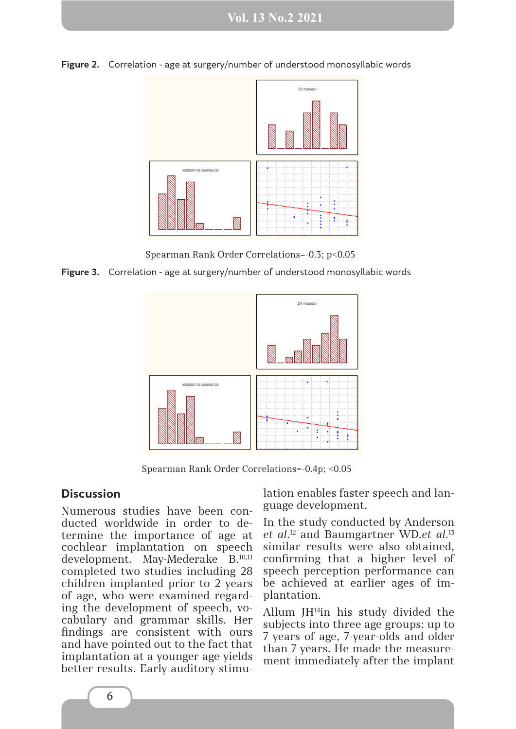**Figure 2.** Correlation - age at surgery/number of understood monosyllabic words

Spearman Rank Order Correlations=-0.3; $p<0.05$

**Figure 3.** Correlation - age at surgery/number of understood monosyllabic words

Spearman Rank Order Correlations=-0.4p; <0.05

## Discussion

Numerous studies have been conducted worldwide in order to determine the importance of age at cochlear implantation on speech development. May-Mederake B.[10,11] completed two studies including 28 children implanted prior to 2 years of age, who were examined regarding the development of speech, vocabulary and grammar skills. Her findings are consistent with ours and have pointed out to the fact that implantation at a younger age yields better results. Early auditory stimulation enables faster speech and language development.

In the study conducted by Anderson *et al.*[12] and Baumgartner WD.*et al.*[13] similar results were also obtained, confirming that a higher level of speech perception performance can be achieved at earlier ages of implantation.

Allum JH[14]in his study divided the subjects into three age groups: up to 7 years of age, 7-year-olds and older than 7 years. He made the measurement immediately after the implant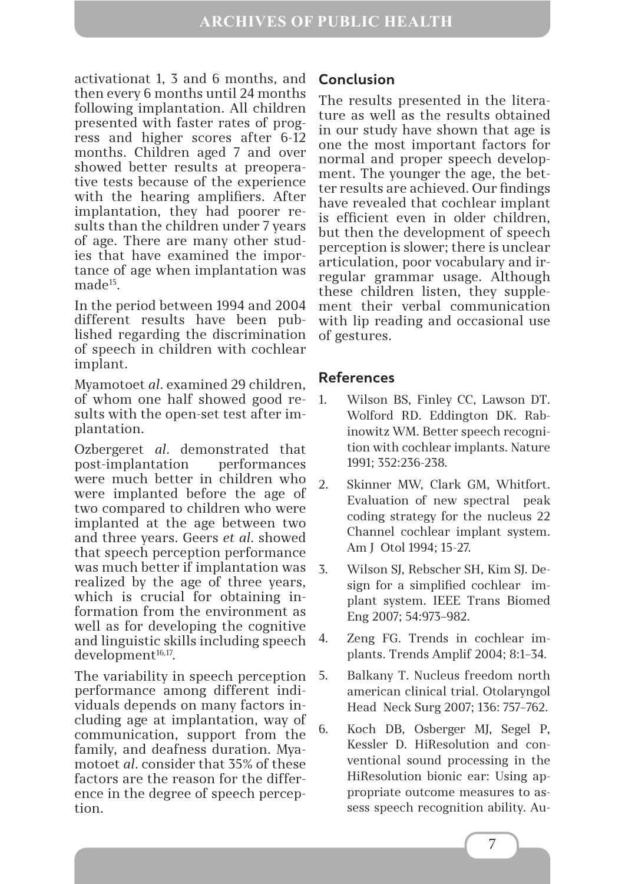activationat 1, 3 and 6 months, and then every 6 months until 24 months following implantation. All children presented with faster rates of progress and higher scores after 6-12 months. Children aged 7 and over showed better results at preoperative tests because of the experience with the hearing amplifiers. After implantation, they had poorer results than the children under 7 years of age. There are many other studies that have examined the importance of age when implantation was made[15].

In the period between 1994 and 2004 different results have been published regarding the discrimination of speech in children with cochlear implant.

Myamotoet *al.* examined 29 children, of whom one half showed good results with the open-set test after implantation.

Ozbergeret *al.* demonstrated that post-implantation performances were much better in children who were implanted before the age of two compared to children who were implanted at the age between two and three years. Geers *et al.* showed that speech perception performance was much better if implantation was realized by the age of three years, which is crucial for obtaining information from the environment as well as for developing the cognitive and linguistic skills including speech development[16,17].

The variability in speech perception performance among different individuals depends on many factors including age at implantation, way of communication, support from the family, and deafness duration. Myamotoet *al.* consider that 35% of these factors are the reason for the difference in the degree of speech perception.

## Conclusion

The results presented in the literature as well as the results obtained in our study have shown that age is one the most important factors for normal and proper speech development. The younger the age, the better results are achieved. Our findings have revealed that cochlear implant is efficient even in older children, but then the development of speech perception is slower; there is unclear articulation, poor vocabulary and irregular grammar usage. Although these children listen, they supplement their verbal communication with lip reading and occasional use of gestures.

## References

1. Wilson BS, Finley CC, Lawson DT. Wolford RD. Eddington DK. Rabinowitz WM. Better speech recognition with cochlear implants. Nature 1991; 352:236-238.
2. Skinner MW, Clark GM, Whitfort. Evaluation of new spectral peak coding strategy for the nucleus 22 Channel cochlear implant system. Am J Otol 1994; 15-27.
3. Wilson SJ, Rebscher SH, Kim SJ. Design for a simplified cochlear implant system. IEEE Trans Biomed Eng 2007; 54:973–982.
4. Zeng FG. Trends in cochlear implants. Trends Amplif 2004; 8:1–34.
5. Balkany T. Nucleus freedom north american clinical trial. Otolaryngol Head Neck Surg 2007; 136: 757–762.
6. Koch DB, Osberger MJ, Segel P, Kessler D. HiResolution and conventional sound processing in the HiResolution bionic ear: Using appropriate outcome measures to assess speech recognition ability. Au-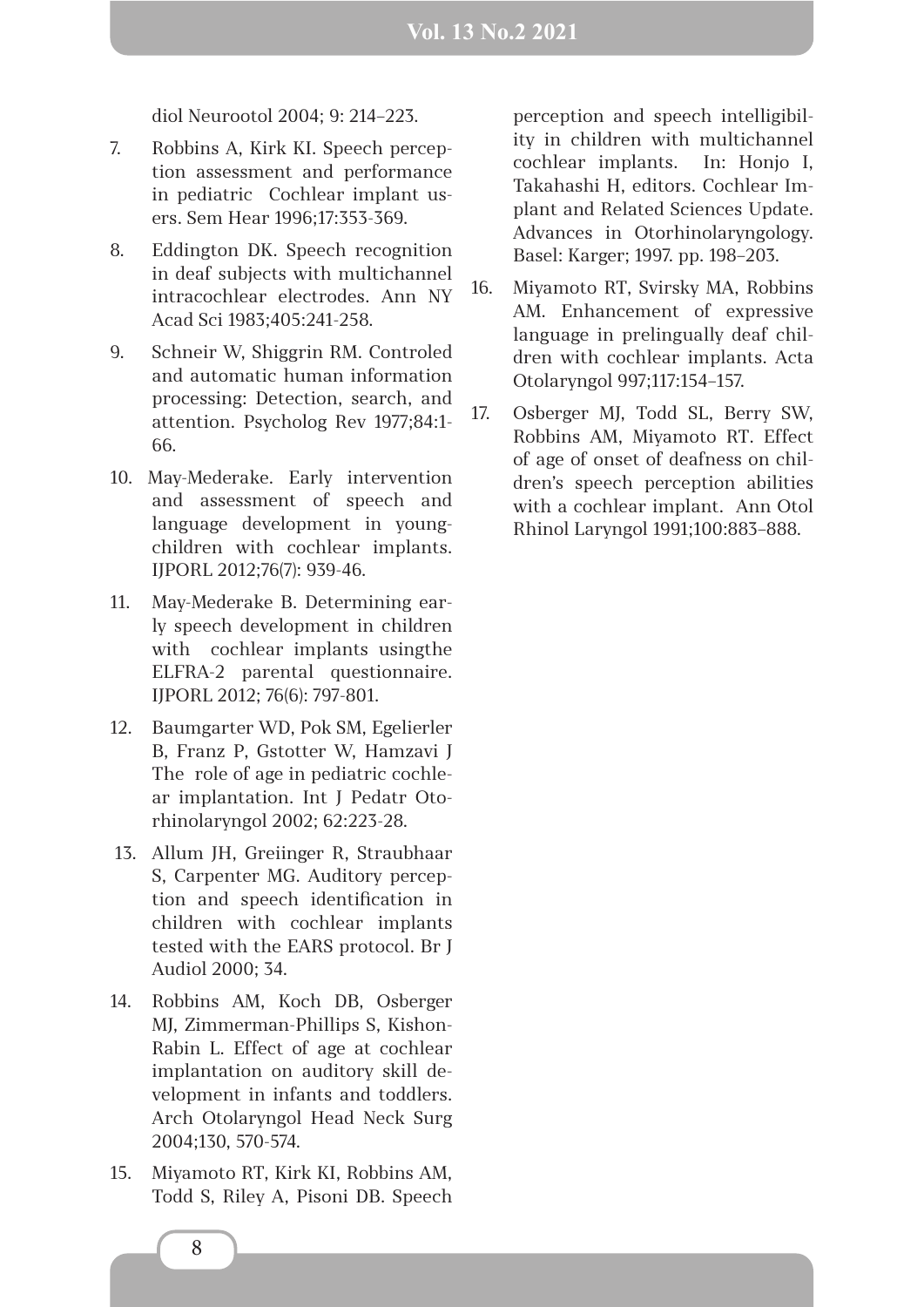diol Neurootol 2004; 9: 214–223.

7. Robbins A, Kirk KI. Speech perception assessment and performance in pediatric Cochlear implant users. Sem Hear 1996;17:353-369.

8. Eddington DK. Speech recognition in deaf subjects with multichannel intracochlear electrodes. Ann NY Acad Sci 1983;405:241-258.

9. Schneir W, Shiggrin RM. Controled and automatic human information processing: Detection, search, and attention. Psycholog Rev 1977;84:1-66.

10. May-Mederake. Early intervention and assessment of speech and language development in young-children with cochlear implants. IJPORL 2012;76(7): 939-46.

11. May-Mederake B. Determining early speech development in children with cochlear implants usingthe ELFRA-2 parental questionnaire. IJPORL 2012; 76(6): 797-801.

12. Baumgarter WD, Pok SM, Egelierler B, Franz P, Gstotter W, Hamzavi J The role of age in pediatric cochlear implantation. Int J Pedatr Otorhinolaryngol 2002; 62:223-28.

13. Allum JH, Greiinger R, Straubhaar S, Carpenter MG. Auditory perception and speech identification in children with cochlear implants tested with the EARS protocol. Br J Audiol 2000; 34.

14. Robbins AM, Koch DB, Osberger MJ, Zimmerman-Phillips S, Kishon-Rabin L. Effect of age at cochlear implantation on auditory skill development in infants and toddlers. Arch Otolaryngol Head Neck Surg 2004;130, 570-574.

15. Miyamoto RT, Kirk KI, Robbins AM, Todd S, Riley A, Pisoni DB. Speech perception and speech intelligibility in children with multichannel cochlear implants. In: Honjo I, Takahashi H, editors. Cochlear Implant and Related Sciences Update. Advances in Otorhinolaryngology. Basel: Karger; 1997. pp. 198–203.

16. Miyamoto RT, Svirsky MA, Robbins AM. Enhancement of expressive language in prelingually deaf children with cochlear implants. Acta Otolaryngol 997;117:154–157.

17. Osberger MJ, Todd SL, Berry SW, Robbins AM, Miyamoto RT. Effect of age of onset of deafness on children's speech perception abilities with a cochlear implant. Ann Otol Rhinol Laryngol 1991;100:883–888.